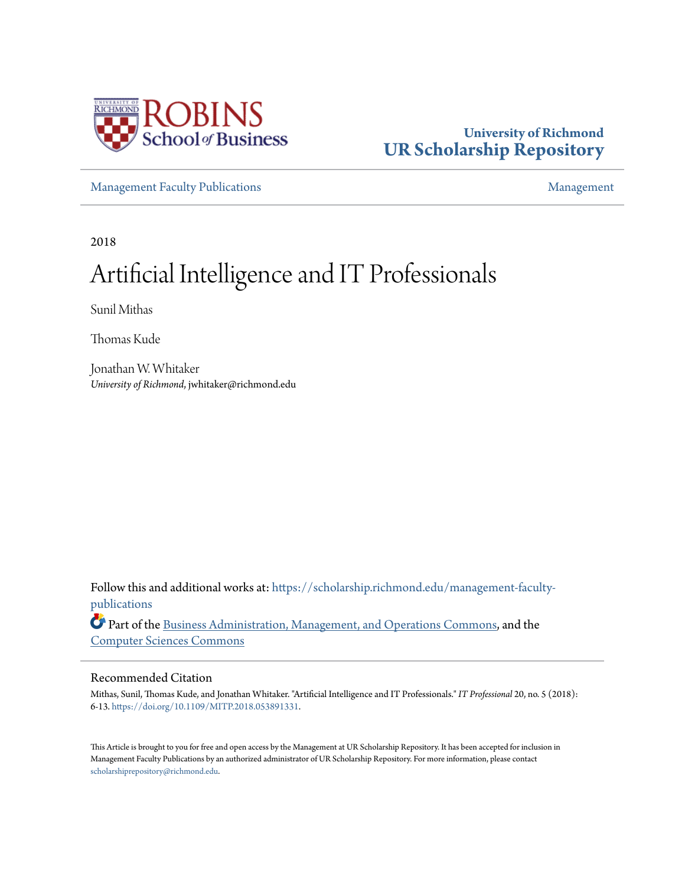University of Richmond
**UR Scholarship Repository**

Management Faculty Publications | Management

2018

# Artificial Intelligence and IT Professionals

Sunil Mithas

Thomas Kude

Jonathan W. Whitaker
*University of Richmond*, jwhitaker@richmond.edu

Follow this and additional works at: https://scholarship.richmond.edu/management-faculty-publications

Part of the Business Administration, Management, and Operations Commons, and the Computer Sciences Commons

## Recommended Citation

Mithas, Sunil, Thomas Kude, and Jonathan Whitaker. "Artificial Intelligence and IT Professionals." *IT Professional* 20, no. 5 (2018): 6-13. https://doi.org/10.1109/MITP.2018.053891331.

This Article is brought to you for free and open access by the Management at UR Scholarship Repository. It has been accepted for inclusion in Management Faculty Publications by an authorized administrator of UR Scholarship Repository. For more information, please contact scholarshiprepository@richmond.edu.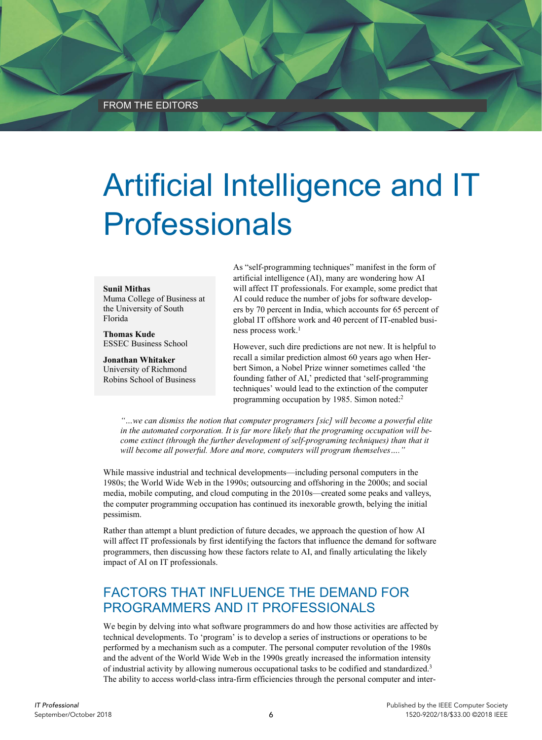FROM THE EDITORS

# Artificial Intelligence and IT Professionals

**Sunil Mithas**
Muma College of Business at the University of South Florida

**Thomas Kude**
ESSEC Business School

**Jonathan Whitaker**
University of Richmond Robins School of Business

As "self-programming techniques" manifest in the form of artificial intelligence (AI), many are wondering how AI will affect IT professionals. For example, some predict that AI could reduce the number of jobs for software developers by 70 percent in India, which accounts for 65 percent of global IT offshore work and 40 percent of IT-enabled business process work.[1]

However, such dire predictions are not new. It is helpful to recall a similar prediction almost 60 years ago when Herbert Simon, a Nobel Prize winner sometimes called 'the founding father of AI,' predicted that 'self-programming techniques' would lead to the extinction of the computer programming occupation by 1985. Simon noted:[2]

> *"…we can dismiss the notion that computer programers [sic] will become a powerful elite in the automated corporation. It is far more likely that the programing occupation will become extinct (through the further development of self-programing techniques) than that it will become all powerful. More and more, computers will program themselves…."*

While massive industrial and technical developments—including personal computers in the 1980s; the World Wide Web in the 1990s; outsourcing and offshoring in the 2000s; and social media, mobile computing, and cloud computing in the 2010s—created some peaks and valleys, the computer programming occupation has continued its inexorable growth, belying the initial pessimism.

Rather than attempt a blunt prediction of future decades, we approach the question of how AI will affect IT professionals by first identifying the factors that influence the demand for software programmers, then discussing how these factors relate to AI, and finally articulating the likely impact of AI on IT professionals.

## FACTORS THAT INFLUENCE THE DEMAND FOR PROGRAMMERS AND IT PROFESSIONALS

We begin by delving into what software programmers do and how those activities are affected by technical developments. To 'program' is to develop a series of instructions or operations to be performed by a mechanism such as a computer. The personal computer revolution of the 1980s and the advent of the World Wide Web in the 1990s greatly increased the information intensity of industrial activity by allowing numerous occupational tasks to be codified and standardized.[3] The ability to access world-class intra-firm efficiencies through the personal computer and inter-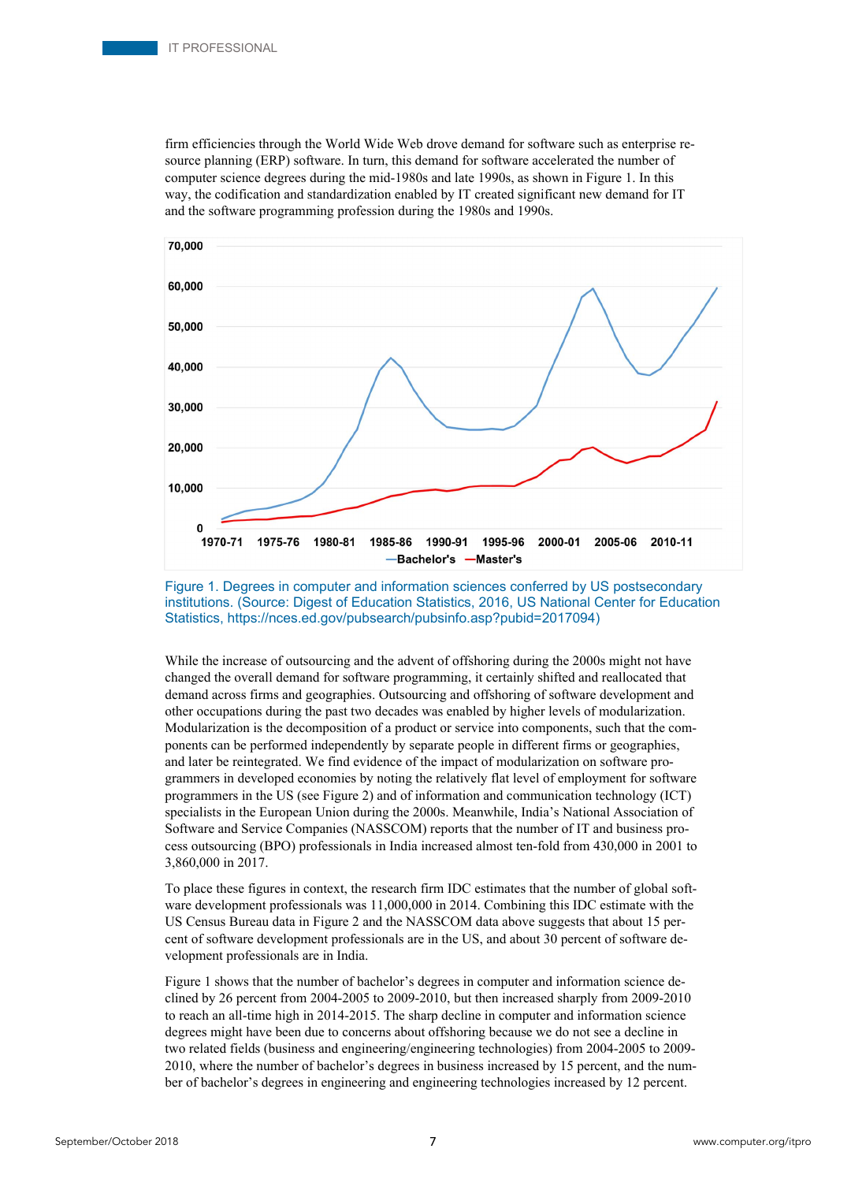firm efficiencies through the World Wide Web drove demand for software such as enterprise resource planning (ERP) software. In turn, this demand for software accelerated the number of computer science degrees during the mid-1980s and late 1990s, as shown in Figure 1. In this way, the codification and standardization enabled by IT created significant new demand for IT and the software programming profession during the 1980s and 1990s.

Figure 1. Degrees in computer and information sciences conferred by US postsecondary institutions. (Source: Digest of Education Statistics, 2016, US National Center for Education Statistics, https://nces.ed.gov/pubsearch/pubsinfo.asp?pubid=2017094)

While the increase of outsourcing and the advent of offshoring during the 2000s might not have changed the overall demand for software programming, it certainly shifted and reallocated that demand across firms and geographies. Outsourcing and offshoring of software development and other occupations during the past two decades was enabled by higher levels of modularization. Modularization is the decomposition of a product or service into components, such that the components can be performed independently by separate people in different firms or geographies, and later be reintegrated. We find evidence of the impact of modularization on software programmers in developed economies by noting the relatively flat level of employment for software programmers in the US (see Figure 2) and of information and communication technology (ICT) specialists in the European Union during the 2000s. Meanwhile, India's National Association of Software and Service Companies (NASSCOM) reports that the number of IT and business process outsourcing (BPO) professionals in India increased almost ten-fold from 430,000 in 2001 to 3,860,000 in 2017.

To place these figures in context, the research firm IDC estimates that the number of global software development professionals was 11,000,000 in 2014. Combining this IDC estimate with the US Census Bureau data in Figure 2 and the NASSCOM data above suggests that about 15 percent of software development professionals are in the US, and about 30 percent of software development professionals are in India.

Figure 1 shows that the number of bachelor's degrees in computer and information science declined by 26 percent from 2004-2005 to 2009-2010, but then increased sharply from 2009-2010 to reach an all-time high in 2014-2015. The sharp decline in computer and information science degrees might have been due to concerns about offshoring because we do not see a decline in two related fields (business and engineering/engineering technologies) from 2004-2005 to 2009-2010, where the number of bachelor's degrees in business increased by 15 percent, and the number of bachelor's degrees in engineering and engineering technologies increased by 12 percent.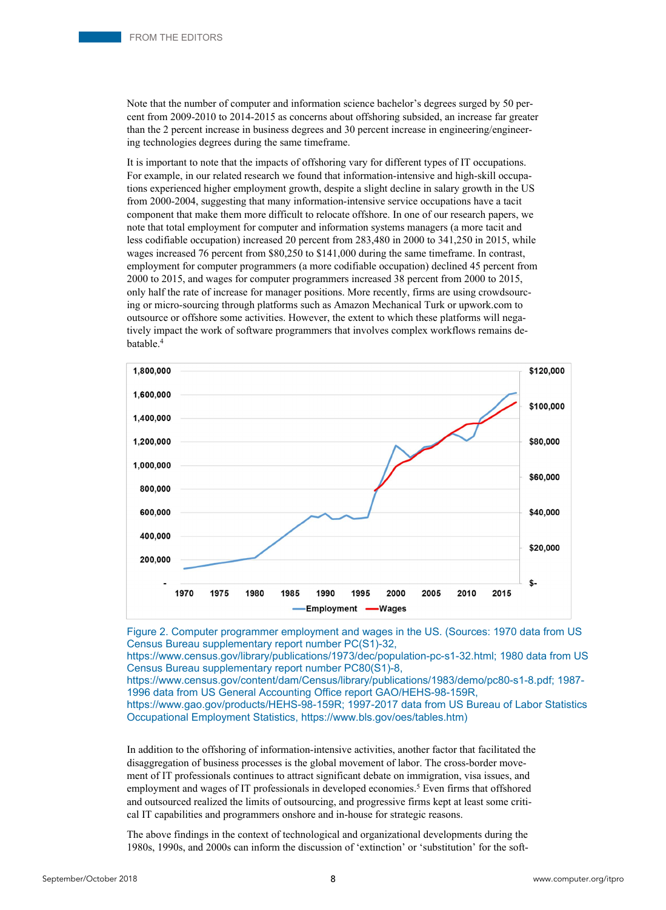Note that the number of computer and information science bachelor's degrees surged by 50 percent from 2009-2010 to 2014-2015 as concerns about offshoring subsided, an increase far greater than the 2 percent increase in business degrees and 30 percent increase in engineering/engineering technologies degrees during the same timeframe.

It is important to note that the impacts of offshoring vary for different types of IT occupations. For example, in our related research we found that information-intensive and high-skill occupations experienced higher employment growth, despite a slight decline in salary growth in the US from 2000-2004, suggesting that many information-intensive service occupations have a tacit component that make them more difficult to relocate offshore. In one of our research papers, we note that total employment for computer and information systems managers (a more tacit and less codifiable occupation) increased 20 percent from 283,480 in 2000 to 341,250 in 2015, while wages increased 76 percent from $80,250 to $141,000 during the same timeframe. In contrast, employment for computer programmers (a more codifiable occupation) declined 45 percent from 2000 to 2015, and wages for computer programmers increased 38 percent from 2000 to 2015, only half the rate of increase for manager positions. More recently, firms are using crowdsourcing or micro-sourcing through platforms such as Amazon Mechanical Turk or upwork.com to outsource or offshore some activities. However, the extent to which these platforms will negatively impact the work of software programmers that involves complex workflows remains debatable.[4]

Figure 2. Computer programmer employment and wages in the US. (Sources: 1970 data from US Census Bureau supplementary report number PC(S1)-32, https://www.census.gov/library/publications/1973/dec/population-pc-s1-32.html; 1980 data from US Census Bureau supplementary report number PC80(S1)-8, https://www.census.gov/content/dam/Census/library/publications/1983/demo/pc80-s1-8.pdf; 1987-1996 data from US General Accounting Office report GAO/HEHS-98-159R, https://www.gao.gov/products/HEHS-98-159R; 1997-2017 data from US Bureau of Labor Statistics Occupational Employment Statistics, https://www.bls.gov/oes/tables.htm)

In addition to the offshoring of information-intensive activities, another factor that facilitated the disaggregation of business processes is the global movement of labor. The cross-border movement of IT professionals continues to attract significant debate on immigration, visa issues, and employment and wages of IT professionals in developed economies.[5] Even firms that offshored and outsourced realized the limits of outsourcing, and progressive firms kept at least some critical IT capabilities and programmers onshore and in-house for strategic reasons.

The above findings in the context of technological and organizational developments during the 1980s, 1990s, and 2000s can inform the discussion of 'extinction' or 'substitution' for the soft-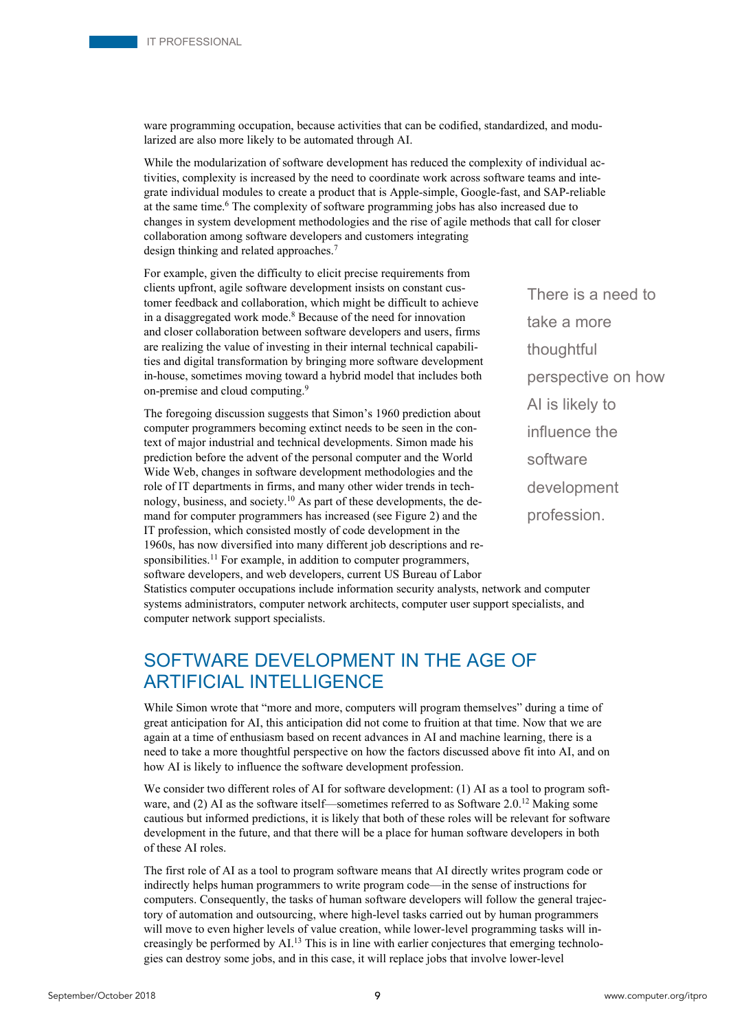ware programming occupation, because activities that can be codified, standardized, and modularized are also more likely to be automated through AI.

While the modularization of software development has reduced the complexity of individual activities, complexity is increased by the need to coordinate work across software teams and integrate individual modules to create a product that is Apple-simple, Google-fast, and SAP-reliable at the same time.[6] The complexity of software programming jobs has also increased due to changes in system development methodologies and the rise of agile methods that call for closer collaboration among software developers and customers integrating design thinking and related approaches.[7]

For example, given the difficulty to elicit precise requirements from clients upfront, agile software development insists on constant customer feedback and collaboration, which might be difficult to achieve in a disaggregated work mode.[8] Because of the need for innovation and closer collaboration between software developers and users, firms are realizing the value of investing in their internal technical capabilities and digital transformation by bringing more software development in-house, sometimes moving toward a hybrid model that includes both on-premise and cloud computing.[9]

> There is a need to take a more thoughtful perspective on how AI is likely to influence the software development profession.

The foregoing discussion suggests that Simon's 1960 prediction about computer programmers becoming extinct needs to be seen in the context of major industrial and technical developments. Simon made his prediction before the advent of the personal computer and the World Wide Web, changes in software development methodologies and the role of IT departments in firms, and many other wider trends in technology, business, and society.[10] As part of these developments, the demand for computer programmers has increased (see Figure 2) and the IT profession, which consisted mostly of code development in the 1960s, has now diversified into many different job descriptions and responsibilities.[11] For example, in addition to computer programmers, software developers, and web developers, current US Bureau of Labor Statistics computer occupations include information security analysts, network and computer systems administrators, computer network architects, computer user support specialists, and computer network support specialists.

## SOFTWARE DEVELOPMENT IN THE AGE OF ARTIFICIAL INTELLIGENCE

While Simon wrote that "more and more, computers will program themselves" during a time of great anticipation for AI, this anticipation did not come to fruition at that time. Now that we are again at a time of enthusiasm based on recent advances in AI and machine learning, there is a need to take a more thoughtful perspective on how the factors discussed above fit into AI, and on how AI is likely to influence the software development profession.

We consider two different roles of AI for software development: (1) AI as a tool to program software, and (2) AI as the software itself—sometimes referred to as Software 2.0.[12] Making some cautious but informed predictions, it is likely that both of these roles will be relevant for software development in the future, and that there will be a place for human software developers in both of these AI roles.

The first role of AI as a tool to program software means that AI directly writes program code or indirectly helps human programmers to write program code—in the sense of instructions for computers. Consequently, the tasks of human software developers will follow the general trajectory of automation and outsourcing, where high-level tasks carried out by human programmers will move to even higher levels of value creation, while lower-level programming tasks will increasingly be performed by AI.[13] This is in line with earlier conjectures that emerging technologies can destroy some jobs, and in this case, it will replace jobs that involve lower-level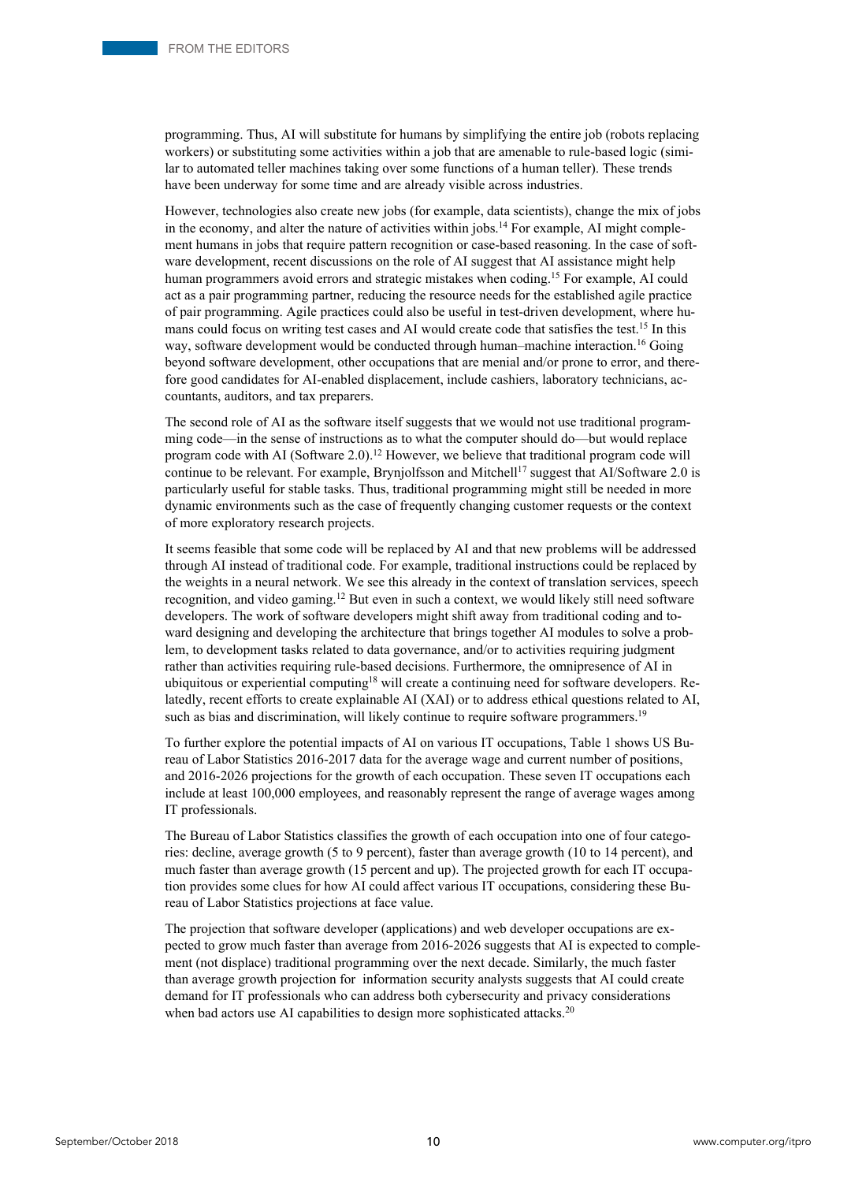programming. Thus, AI will substitute for humans by simplifying the entire job (robots replacing workers) or substituting some activities within a job that are amenable to rule-based logic (similar to automated teller machines taking over some functions of a human teller). These trends have been underway for some time and are already visible across industries.

However, technologies also create new jobs (for example, data scientists), change the mix of jobs in the economy, and alter the nature of activities within jobs.[14] For example, AI might complement humans in jobs that require pattern recognition or case-based reasoning. In the case of software development, recent discussions on the role of AI suggest that AI assistance might help human programmers avoid errors and strategic mistakes when coding.[15] For example, AI could act as a pair programming partner, reducing the resource needs for the established agile practice of pair programming. Agile practices could also be useful in test-driven development, where humans could focus on writing test cases and AI would create code that satisfies the test.[15] In this way, software development would be conducted through human–machine interaction.[16] Going beyond software development, other occupations that are menial and/or prone to error, and therefore good candidates for AI-enabled displacement, include cashiers, laboratory technicians, accountants, auditors, and tax preparers.

The second role of AI as the software itself suggests that we would not use traditional programming code—in the sense of instructions as to what the computer should do—but would replace program code with AI (Software 2.0).[12] However, we believe that traditional program code will continue to be relevant. For example, Brynjolfsson and Mitchell[17] suggest that AI/Software 2.0 is particularly useful for stable tasks. Thus, traditional programming might still be needed in more dynamic environments such as the case of frequently changing customer requests or the context of more exploratory research projects.

It seems feasible that some code will be replaced by AI and that new problems will be addressed through AI instead of traditional code. For example, traditional instructions could be replaced by the weights in a neural network. We see this already in the context of translation services, speech recognition, and video gaming.[12] But even in such a context, we would likely still need software developers. The work of software developers might shift away from traditional coding and toward designing and developing the architecture that brings together AI modules to solve a problem, to development tasks related to data governance, and/or to activities requiring judgment rather than activities requiring rule-based decisions. Furthermore, the omnipresence of AI in ubiquitous or experiential computing[18] will create a continuing need for software developers. Relatedly, recent efforts to create explainable AI (XAI) or to address ethical questions related to AI, such as bias and discrimination, will likely continue to require software programmers.[19]

To further explore the potential impacts of AI on various IT occupations, Table 1 shows US Bureau of Labor Statistics 2016-2017 data for the average wage and current number of positions, and 2016-2026 projections for the growth of each occupation. These seven IT occupations each include at least 100,000 employees, and reasonably represent the range of average wages among IT professionals.

The Bureau of Labor Statistics classifies the growth of each occupation into one of four categories: decline, average growth (5 to 9 percent), faster than average growth (10 to 14 percent), and much faster than average growth (15 percent and up). The projected growth for each IT occupation provides some clues for how AI could affect various IT occupations, considering these Bureau of Labor Statistics projections at face value.

The projection that software developer (applications) and web developer occupations are expected to grow much faster than average from 2016-2026 suggests that AI is expected to complement (not displace) traditional programming over the next decade. Similarly, the much faster than average growth projection for information security analysts suggests that AI could create demand for IT professionals who can address both cybersecurity and privacy considerations when bad actors use AI capabilities to design more sophisticated attacks.[20]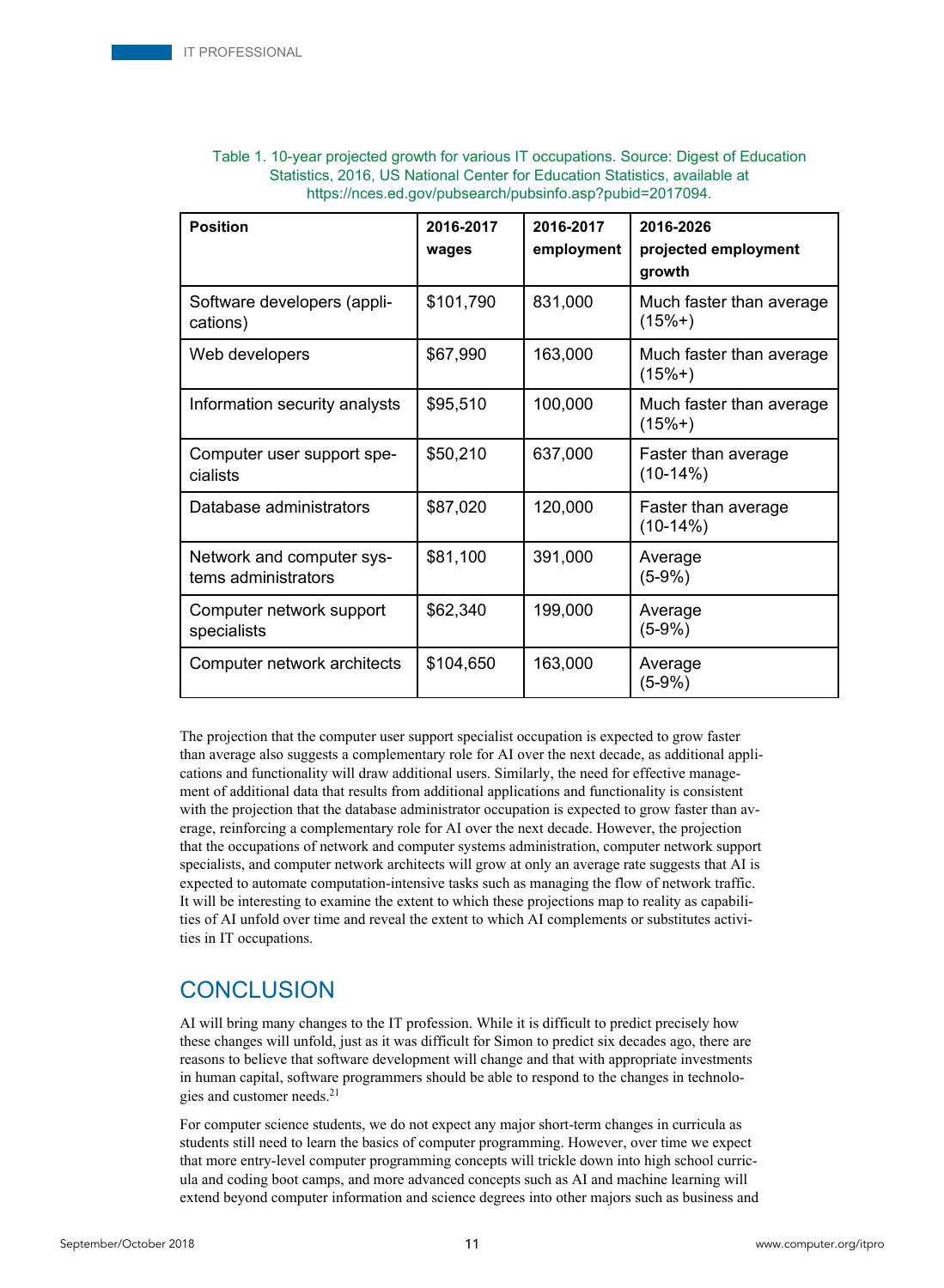Table 1. 10-year projected growth for various IT occupations. Source: Digest of Education Statistics, 2016, US National Center for Education Statistics, available at https://nces.ed.gov/pubsearch/pubsinfo.asp?pubid=2017094.

| Position | 2016-2017 wages | 2016-2017 employment | 2016-2026 projected employment growth |
|---|---|---|---|
| Software developers (applications) | $101,790 | 831,000 | Much faster than average (15%+) |
| Web developers | $67,990 | 163,000 | Much faster than average (15%+) |
| Information security analysts | $95,510 | 100,000 | Much faster than average (15%+) |
| Computer user support specialists | $50,210 | 637,000 | Faster than average (10-14%) |
| Database administrators | $87,020 | 120,000 | Faster than average (10-14%) |
| Network and computer systems administrators | $81,100 | 391,000 | Average (5-9%) |
| Computer network support specialists | $62,340 | 199,000 | Average (5-9%) |
| Computer network architects | $104,650 | 163,000 | Average (5-9%) |

The projection that the computer user support specialist occupation is expected to grow faster than average also suggests a complementary role for AI over the next decade, as additional applications and functionality will draw additional users. Similarly, the need for effective management of additional data that results from additional applications and functionality is consistent with the projection that the database administrator occupation is expected to grow faster than average, reinforcing a complementary role for AI over the next decade. However, the projection that the occupations of network and computer systems administration, computer network support specialists, and computer network architects will grow at only an average rate suggests that AI is expected to automate computation-intensive tasks such as managing the flow of network traffic. It will be interesting to examine the extent to which these projections map to reality as capabilities of AI unfold over time and reveal the extent to which AI complements or substitutes activities in IT occupations.

## CONCLUSION

AI will bring many changes to the IT profession. While it is difficult to predict precisely how these changes will unfold, just as it was difficult for Simon to predict six decades ago, there are reasons to believe that software development will change and that with appropriate investments in human capital, software programmers should be able to respond to the changes in technologies and customer needs.[21]

For computer science students, we do not expect any major short-term changes in curricula as students still need to learn the basics of computer programming. However, over time we expect that more entry-level computer programming concepts will trickle down into high school curricula and coding boot camps, and more advanced concepts such as AI and machine learning will extend beyond computer information and science degrees into other majors such as business and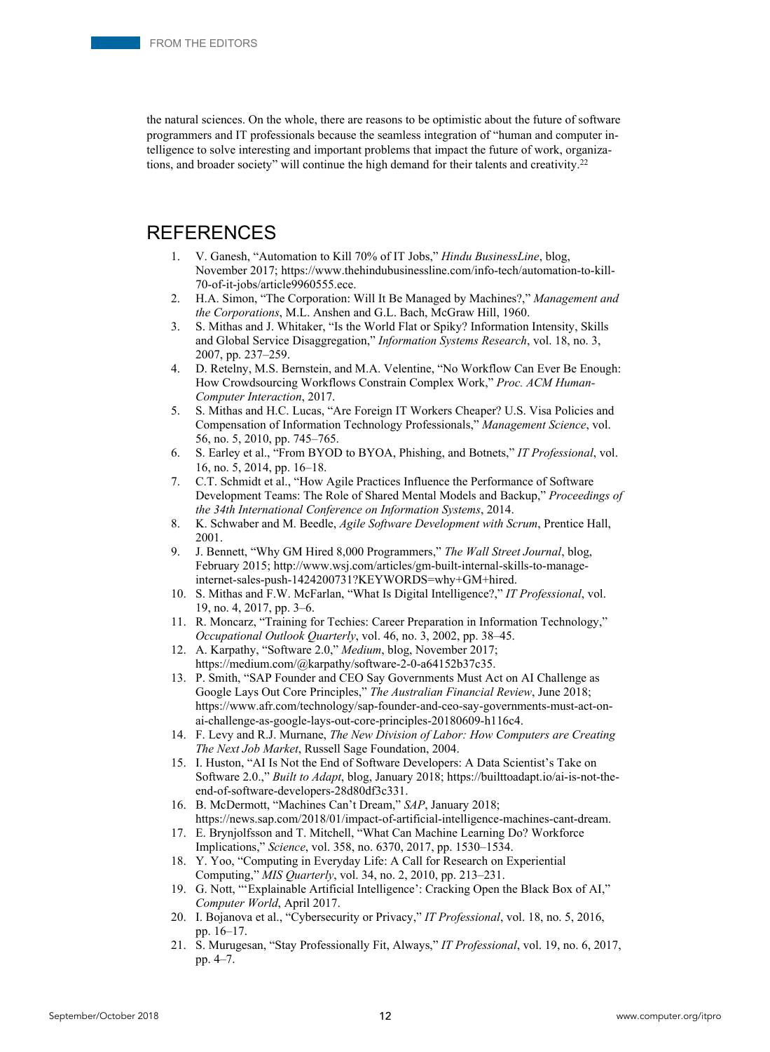the natural sciences. On the whole, there are reasons to be optimistic about the future of software programmers and IT professionals because the seamless integration of "human and computer intelligence to solve interesting and important problems that impact the future of work, organizations, and broader society" will continue the high demand for their talents and creativity.[22]

## REFERENCES

1. V. Ganesh, "Automation to Kill 70% of IT Jobs," *Hindu BusinessLine*, blog, November 2017; https://www.thehindubusinessline.com/info-tech/automation-to-kill-70-of-it-jobs/article9960555.ece.
2. H.A. Simon, "The Corporation: Will It Be Managed by Machines?," *Management and the Corporations*, M.L. Anshen and G.L. Bach, McGraw Hill, 1960.
3. S. Mithas and J. Whitaker, "Is the World Flat or Spiky? Information Intensity, Skills and Global Service Disaggregation," *Information Systems Research*, vol. 18, no. 3, 2007, pp. 237–259.
4. D. Retelny, M.S. Bernstein, and M.A. Velentine, "No Workflow Can Ever Be Enough: How Crowdsourcing Workflows Constrain Complex Work," *Proc. ACM Human-Computer Interaction*, 2017.
5. S. Mithas and H.C. Lucas, "Are Foreign IT Workers Cheaper? U.S. Visa Policies and Compensation of Information Technology Professionals," *Management Science*, vol. 56, no. 5, 2010, pp. 745–765.
6. S. Earley et al., "From BYOD to BYOA, Phishing, and Botnets," *IT Professional*, vol. 16, no. 5, 2014, pp. 16–18.
7. C.T. Schmidt et al., "How Agile Practices Influence the Performance of Software Development Teams: The Role of Shared Mental Models and Backup," *Proceedings of the 34th International Conference on Information Systems*, 2014.
8. K. Schwaber and M. Beedle, *Agile Software Development with Scrum*, Prentice Hall, 2001.
9. J. Bennett, "Why GM Hired 8,000 Programmers," *The Wall Street Journal*, blog, February 2015; http://www.wsj.com/articles/gm-built-internal-skills-to-manage-internet-sales-push-1424200731?KEYWORDS=why+GM+hired.
10. S. Mithas and F.W. McFarlan, "What Is Digital Intelligence?," *IT Professional*, vol. 19, no. 4, 2017, pp. 3–6.
11. R. Moncarz, "Training for Techies: Career Preparation in Information Technology," *Occupational Outlook Quarterly*, vol. 46, no. 3, 2002, pp. 38–45.
12. A. Karpathy, "Software 2.0," *Medium*, blog, November 2017; https://medium.com/@karpathy/software-2-0-a64152b37c35.
13. P. Smith, "SAP Founder and CEO Say Governments Must Act on AI Challenge as Google Lays Out Core Principles," *The Australian Financial Review*, June 2018; https://www.afr.com/technology/sap-founder-and-ceo-say-governments-must-act-on-ai-challenge-as-google-lays-out-core-principles-20180609-h116c4.
14. F. Levy and R.J. Murnane, *The New Division of Labor: How Computers are Creating The Next Job Market*, Russell Sage Foundation, 2004.
15. I. Huston, "AI Is Not the End of Software Developers: A Data Scientist's Take on Software 2.0.," *Built to Adapt*, blog, January 2018; https://builttoadapt.io/ai-is-not-the-end-of-software-developers-28d80df3c331.
16. B. McDermott, "Machines Can't Dream," *SAP*, January 2018; https://news.sap.com/2018/01/impact-of-artificial-intelligence-machines-cant-dream.
17. E. Brynjolfsson and T. Mitchell, "What Can Machine Learning Do? Workforce Implications," *Science*, vol. 358, no. 6370, 2017, pp. 1530–1534.
18. Y. Yoo, "Computing in Everyday Life: A Call for Research on Experiential Computing," *MIS Quarterly*, vol. 34, no. 2, 2010, pp. 213–231.
19. G. Nott, "'Explainable Artificial Intelligence': Cracking Open the Black Box of AI," *Computer World*, April 2017.
20. I. Bojanova et al., "Cybersecurity or Privacy," *IT Professional*, vol. 18, no. 5, 2016, pp. 16–17.
21. S. Murugesan, "Stay Professionally Fit, Always," *IT Professional*, vol. 19, no. 6, 2017, pp. 4–7.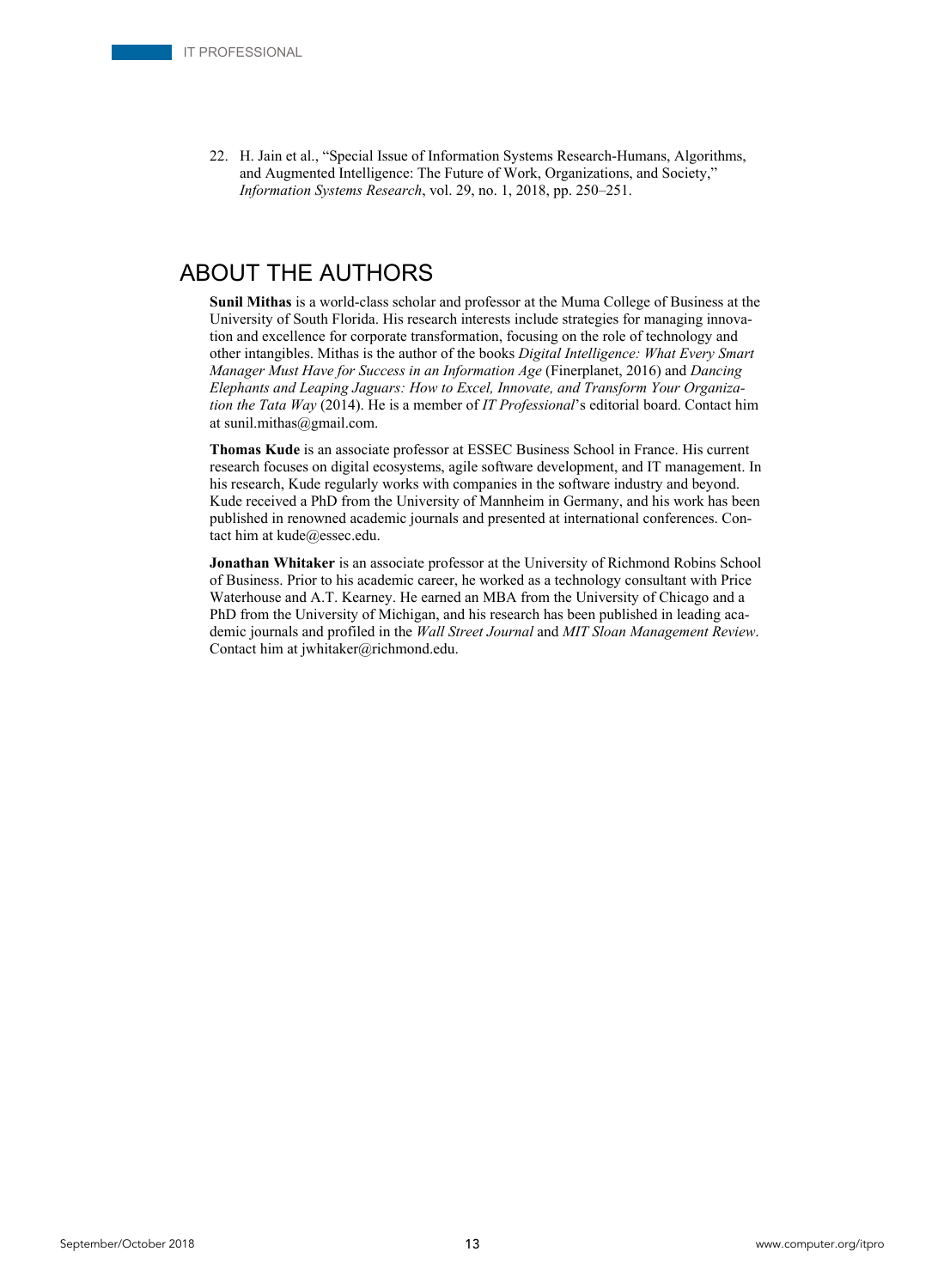22. H. Jain et al., "Special Issue of Information Systems Research-Humans, Algorithms, and Augmented Intelligence: The Future of Work, Organizations, and Society," *Information Systems Research*, vol. 29, no. 1, 2018, pp. 250–251.

## ABOUT THE AUTHORS

**Sunil Mithas** is a world-class scholar and professor at the Muma College of Business at the University of South Florida. His research interests include strategies for managing innovation and excellence for corporate transformation, focusing on the role of technology and other intangibles. Mithas is the author of the books *Digital Intelligence: What Every Smart Manager Must Have for Success in an Information Age* (Finerplanet, 2016) and *Dancing Elephants and Leaping Jaguars: How to Excel, Innovate, and Transform Your Organization the Tata Way* (2014). He is a member of *IT Professional*'s editorial board. Contact him at sunil.mithas@gmail.com.

**Thomas Kude** is an associate professor at ESSEC Business School in France. His current research focuses on digital ecosystems, agile software development, and IT management. In his research, Kude regularly works with companies in the software industry and beyond. Kude received a PhD from the University of Mannheim in Germany, and his work has been published in renowned academic journals and presented at international conferences. Contact him at kude@essec.edu.

**Jonathan Whitaker** is an associate professor at the University of Richmond Robins School of Business. Prior to his academic career, he worked as a technology consultant with Price Waterhouse and A.T. Kearney. He earned an MBA from the University of Chicago and a PhD from the University of Michigan, and his research has been published in leading academic journals and profiled in the *Wall Street Journal* and *MIT Sloan Management Review*. Contact him at jwhitaker@richmond.edu.